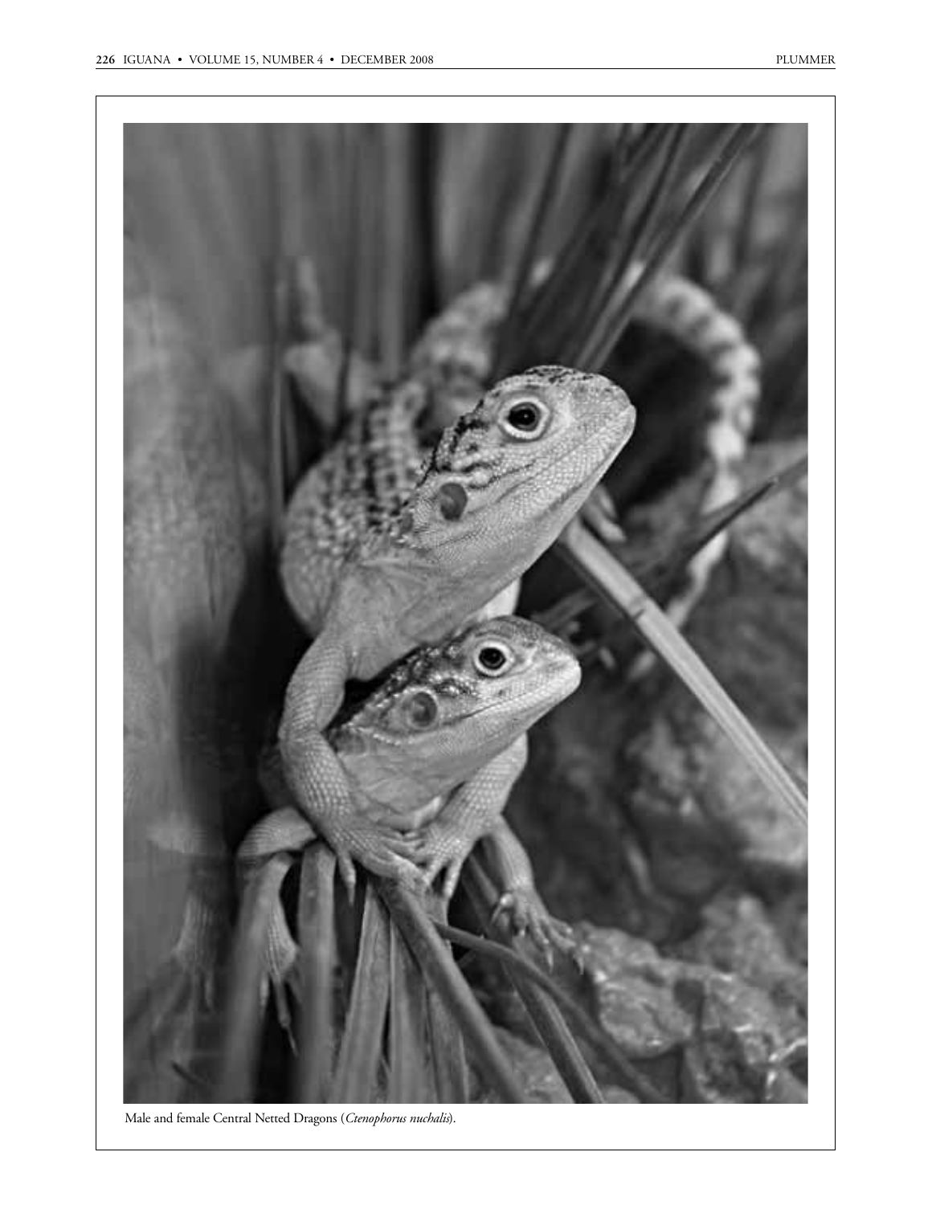Male and female Central Netted Dragons (*Ctenophorus nuchalis*).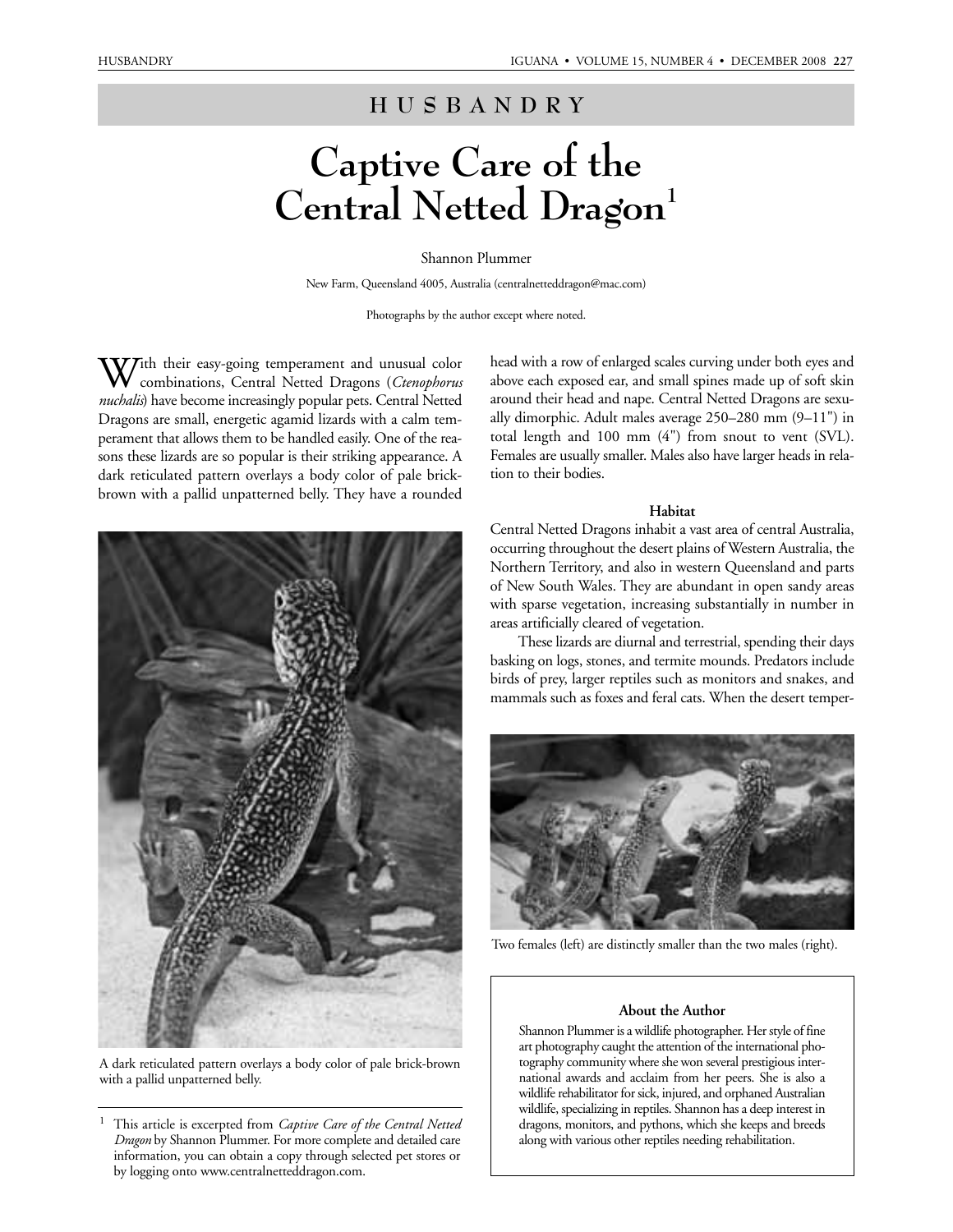# HUSBANDRY

# Captive Care of the Central Netted Dragon[1]

Shannon Plummer

New Farm, Queensland 4005, Australia (centralnetteddragon@mac.com)

Photographs by the author except where noted.

With their easy-going temperament and unusual color combinations, Central Netted Dragons (*Ctenophorus nuchalis*) have become increasingly popular pets. Central Netted Dragons are small, energetic agamid lizards with a calm temperament that allows them to be handled easily. One of the reasons these lizards are so popular is their striking appearance. A dark reticulated pattern overlays a body color of pale brick-brown with a pallid unpatterned belly. They have a rounded head with a row of enlarged scales curving under both eyes and above each exposed ear, and small spines made up of soft skin around their head and nape. Central Netted Dragons are sexually dimorphic. Adult males average 250–280 mm (9–11") in total length and 100 mm (4") from snout to vent (SVL). Females are usually smaller. Males also have larger heads in relation to their bodies.

A dark reticulated pattern overlays a body color of pale brick-brown with a pallid unpatterned belly.

### Habitat

Central Netted Dragons inhabit a vast area of central Australia, occurring throughout the desert plains of Western Australia, the Northern Territory, and also in western Queensland and parts of New South Wales. They are abundant in open sandy areas with sparse vegetation, increasing substantially in number in areas artificially cleared of vegetation.

These lizards are diurnal and terrestrial, spending their days basking on logs, stones, and termite mounds. Predators include birds of prey, larger reptiles such as monitors and snakes, and mammals such as foxes and feral cats. When the desert temper-

Two females (left) are distinctly smaller than the two males (right).

**About the Author**

Shannon Plummer is a wildlife photographer. Her style of fine art photography caught the attention of the international photography community where she won several prestigious international awards and acclaim from her peers. She is also a wildlife rehabilitator for sick, injured, and orphaned Australian wildlife, specializing in reptiles. Shannon has a deep interest in dragons, monitors, and pythons, which she keeps and breeds along with various other reptiles needing rehabilitation.

---

[1] This article is excerpted from *Captive Care of the Central Netted Dragon* by Shannon Plummer. For more complete and detailed care information, you can obtain a copy through selected pet stores or by logging onto www.centralnetteddragon.com.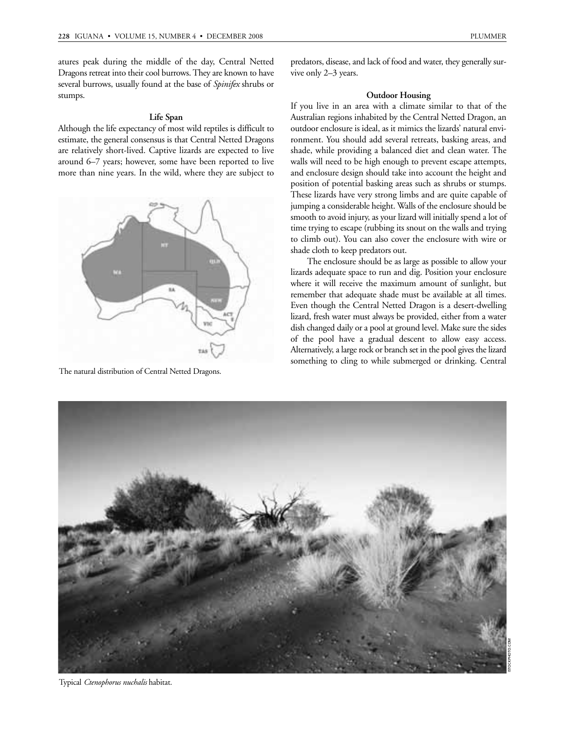atures peak during the middle of the day, Central Netted Dragons retreat into their cool burrows. They are known to have several burrows, usually found at the base of *Spinifex* shrubs or stumps.

### Life Span

Although the life expectancy of most wild reptiles is difficult to estimate, the general consensus is that Central Netted Dragons are relatively short-lived. Captive lizards are expected to live around 6–7 years; however, some have been reported to live more than nine years. In the wild, where they are subject to predators, disease, and lack of food and water, they generally survive only 2–3 years.

The natural distribution of Central Netted Dragons.

### Outdoor Housing

If you live in an area with a climate similar to that of the Australian regions inhabited by the Central Netted Dragon, an outdoor enclosure is ideal, as it mimics the lizards' natural environment. You should add several retreats, basking areas, and shade, while providing a balanced diet and clean water. The walls will need to be high enough to prevent escape attempts, and enclosure design should take into account the height and position of potential basking areas such as shrubs or stumps. These lizards have very strong limbs and are quite capable of jumping a considerable height. Walls of the enclosure should be smooth to avoid injury, as your lizard will initially spend a lot of time trying to escape (rubbing its snout on the walls and trying to climb out). You can also cover the enclosure with wire or shade cloth to keep predators out.

The enclosure should be as large as possible to allow your lizards adequate space to run and dig. Position your enclosure where it will receive the maximum amount of sunlight, but remember that adequate shade must be available at all times. Even though the Central Netted Dragon is a desert-dwelling lizard, fresh water must always be provided, either from a water dish changed daily or a pool at ground level. Make sure the sides of the pool have a gradual descent to allow easy access. Alternatively, a large rock or branch set in the pool gives the lizard something to cling to while submerged or drinking. Central

Typical *Ctenophorus nuchalis* habitat.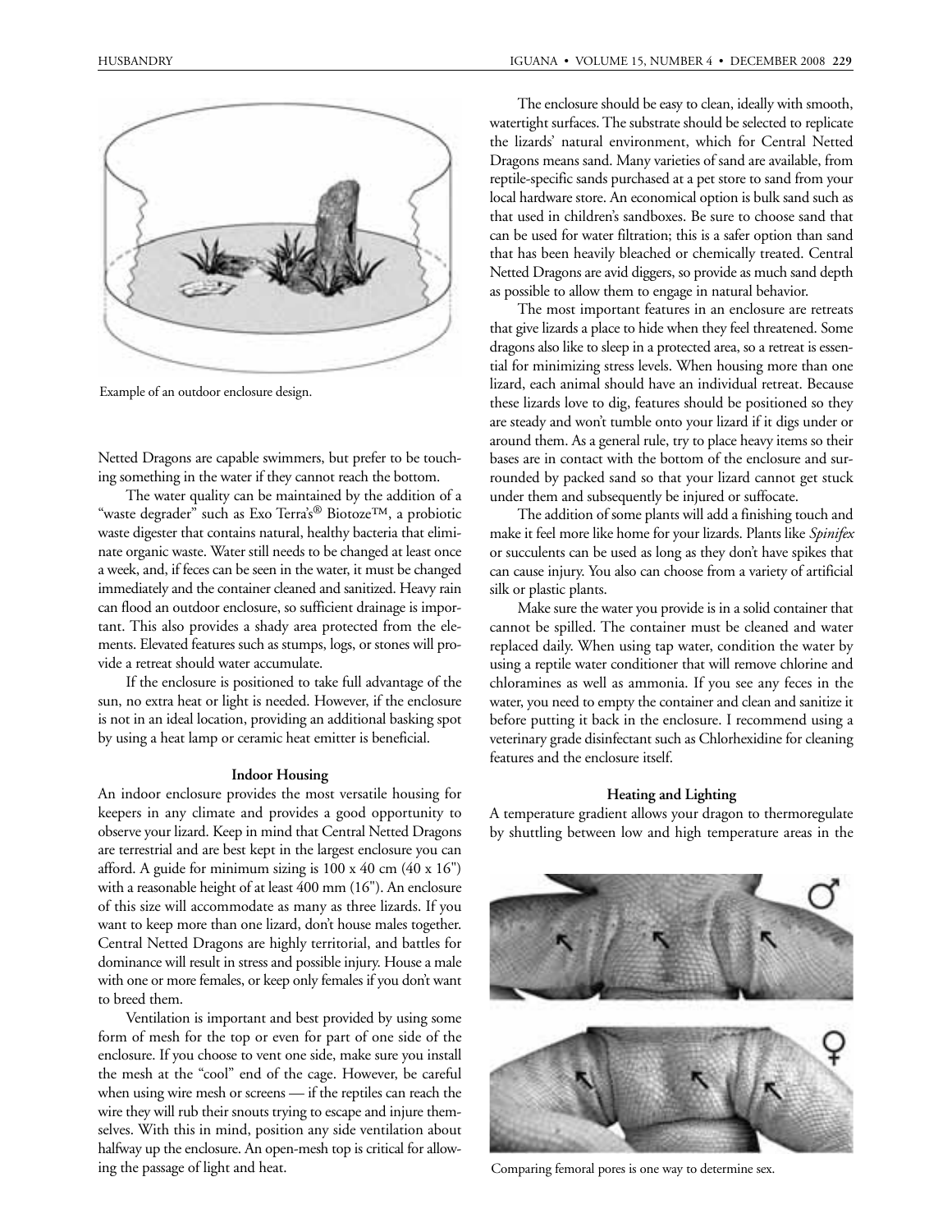Example of an outdoor enclosure design.

Netted Dragons are capable swimmers, but prefer to be touching something in the water if they cannot reach the bottom.

The water quality can be maintained by the addition of a "waste degrader" such as Exo Terra's® Biotoze™, a probiotic waste digester that contains natural, healthy bacteria that eliminate organic waste. Water still needs to be changed at least once a week, and, if feces can be seen in the water, it must be changed immediately and the container cleaned and sanitized. Heavy rain can flood an outdoor enclosure, so sufficient drainage is important. This also provides a shady area protected from the elements. Elevated features such as stumps, logs, or stones will provide a retreat should water accumulate.

If the enclosure is positioned to take full advantage of the sun, no extra heat or light is needed. However, if the enclosure is not in an ideal location, providing an additional basking spot by using a heat lamp or ceramic heat emitter is beneficial.

### Indoor Housing

An indoor enclosure provides the most versatile housing for keepers in any climate and provides a good opportunity to observe your lizard. Keep in mind that Central Netted Dragons are terrestrial and are best kept in the largest enclosure you can afford. A guide for minimum sizing is 100 x 40 cm (40 x 16") with a reasonable height of at least 400 mm (16"). An enclosure of this size will accommodate as many as three lizards. If you want to keep more than one lizard, don't house males together. Central Netted Dragons are highly territorial, and battles for dominance will result in stress and possible injury. House a male with one or more females, or keep only females if you don't want to breed them.

Ventilation is important and best provided by using some form of mesh for the top or even for part of one side of the enclosure. If you choose to vent one side, make sure you install the mesh at the "cool" end of the cage. However, be careful when using wire mesh or screens — if the reptiles can reach the wire they will rub their snouts trying to escape and injure themselves. With this in mind, position any side ventilation about halfway up the enclosure. An open-mesh top is critical for allowing the passage of light and heat.

The enclosure should be easy to clean, ideally with smooth, watertight surfaces. The substrate should be selected to replicate the lizards' natural environment, which for Central Netted Dragons means sand. Many varieties of sand are available, from reptile-specific sands purchased at a pet store to sand from your local hardware store. An economical option is bulk sand such as that used in children's sandboxes. Be sure to choose sand that can be used for water filtration; this is a safer option than sand that has been heavily bleached or chemically treated. Central Netted Dragons are avid diggers, so provide as much sand depth as possible to allow them to engage in natural behavior.

The most important features in an enclosure are retreats that give lizards a place to hide when they feel threatened. Some dragons also like to sleep in a protected area, so a retreat is essential for minimizing stress levels. When housing more than one lizard, each animal should have an individual retreat. Because these lizards love to dig, features should be positioned so they are steady and won't tumble onto your lizard if it digs under or around them. As a general rule, try to place heavy items so their bases are in contact with the bottom of the enclosure and surrounded by packed sand so that your lizard cannot get stuck under them and subsequently be injured or suffocate.

The addition of some plants will add a finishing touch and make it feel more like home for your lizards. Plants like *Spinifex* or succulents can be used as long as they don't have spikes that can cause injury. You also can choose from a variety of artificial silk or plastic plants.

Make sure the water you provide is in a solid container that cannot be spilled. The container must be cleaned and water replaced daily. When using tap water, condition the water by using a reptile water conditioner that will remove chlorine and chloramines as well as ammonia. If you see any feces in the water, you need to empty the container and clean and sanitize it before putting it back in the enclosure. I recommend using a veterinary grade disinfectant such as Chlorhexidine for cleaning features and the enclosure itself.

### Heating and Lighting

A temperature gradient allows your dragon to thermoregulate by shuttling between low and high temperature areas in the

Comparing femoral pores is one way to determine sex.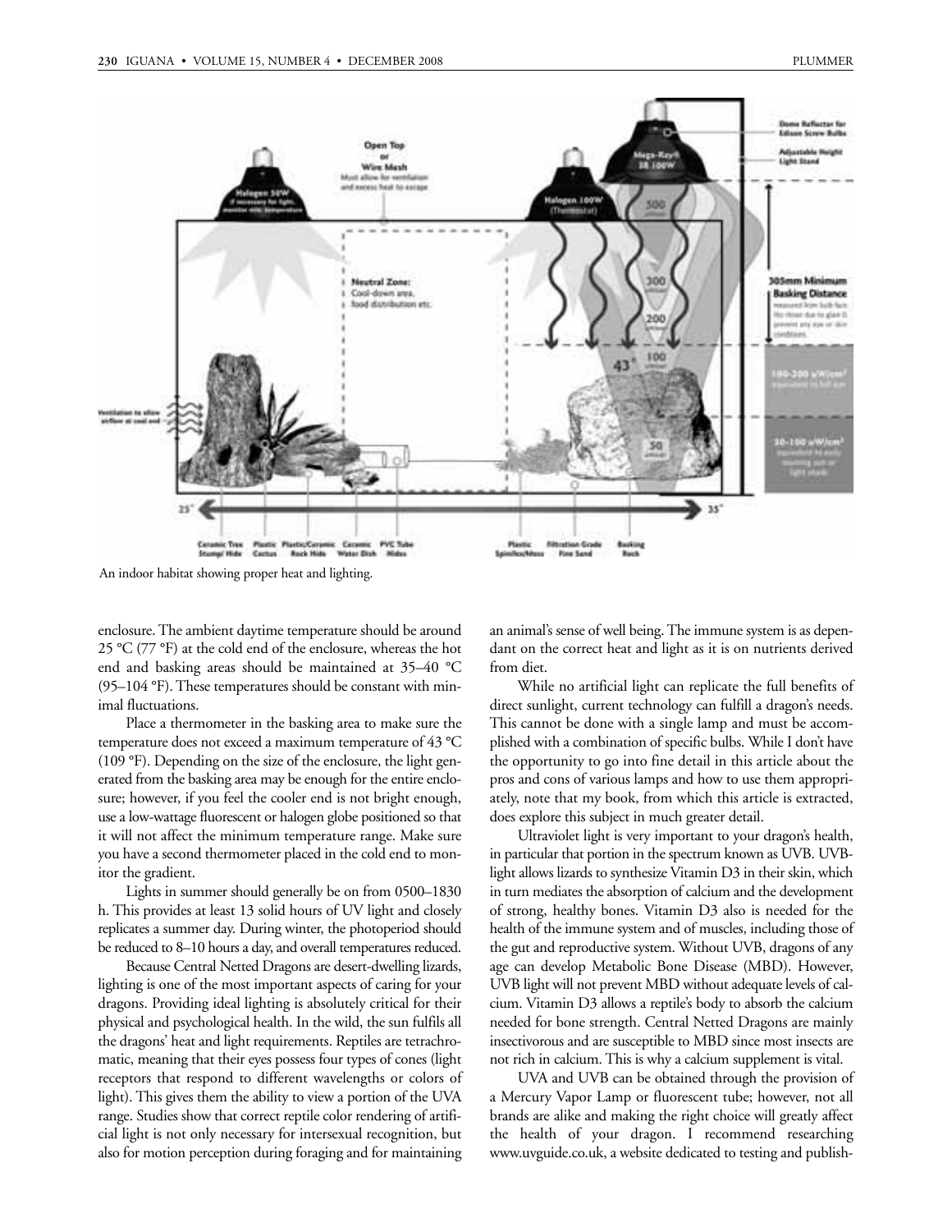An indoor habitat showing proper heat and lighting.

enclosure. The ambient daytime temperature should be around 25 °C (77 °F) at the cold end of the enclosure, whereas the hot end and basking areas should be maintained at 35–40 °C (95–104 °F). These temperatures should be constant with minimal fluctuations.

Place a thermometer in the basking area to make sure the temperature does not exceed a maximum temperature of 43 °C (109 °F). Depending on the size of the enclosure, the light generated from the basking area may be enough for the entire enclosure; however, if you feel the cooler end is not bright enough, use a low-wattage fluorescent or halogen globe positioned so that it will not affect the minimum temperature range. Make sure you have a second thermometer placed in the cold end to monitor the gradient.

Lights in summer should generally be on from 0500–1830 h. This provides at least 13 solid hours of UV light and closely replicates a summer day. During winter, the photoperiod should be reduced to 8–10 hours a day, and overall temperatures reduced.

Because Central Netted Dragons are desert-dwelling lizards, lighting is one of the most important aspects of caring for your dragons. Providing ideal lighting is absolutely critical for their physical and psychological health. In the wild, the sun fulfils all the dragons' heat and light requirements. Reptiles are tetrachromatic, meaning that their eyes possess four types of cones (light receptors that respond to different wavelengths or colors of light). This gives them the ability to view a portion of the UVA range. Studies show that correct reptile color rendering of artificial light is not only necessary for intersexual recognition, but also for motion perception during foraging and for maintaining an animal's sense of well being. The immune system is as dependant on the correct heat and light as it is on nutrients derived from diet.

While no artificial light can replicate the full benefits of direct sunlight, current technology can fulfill a dragon's needs. This cannot be done with a single lamp and must be accomplished with a combination of specific bulbs. While I don't have the opportunity to go into fine detail in this article about the pros and cons of various lamps and how to use them appropriately, note that my book, from which this article is extracted, does explore this subject in much greater detail.

Ultraviolet light is very important to your dragon's health, in particular that portion in the spectrum known as UVB. UVB-light allows lizards to synthesize Vitamin D3 in their skin, which in turn mediates the absorption of calcium and the development of strong, healthy bones. Vitamin D3 also is needed for the health of the immune system and of muscles, including those of the gut and reproductive system. Without UVB, dragons of any age can develop Metabolic Bone Disease (MBD). However, UVB light will not prevent MBD without adequate levels of calcium. Vitamin D3 allows a reptile's body to absorb the calcium needed for bone strength. Central Netted Dragons are mainly insectivorous and are susceptible to MBD since most insects are not rich in calcium. This is why a calcium supplement is vital.

UVA and UVB can be obtained through the provision of a Mercury Vapor Lamp or fluorescent tube; however, not all brands are alike and making the right choice will greatly affect the health of your dragon. I recommend researching www.uvguide.co.uk, a website dedicated to testing and publish-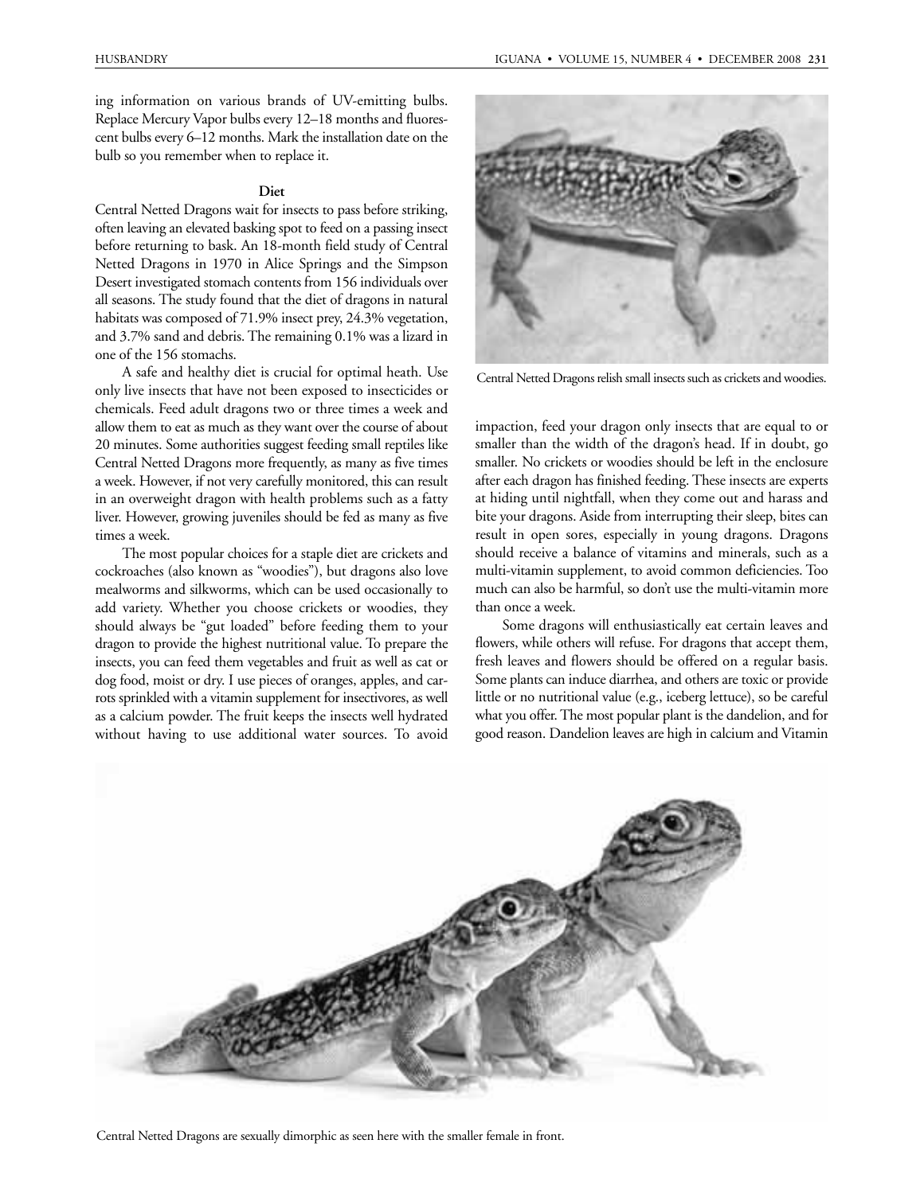ing information on various brands of UV-emitting bulbs. Replace Mercury Vapor bulbs every 12–18 months and fluorescent bulbs every 6–12 months. Mark the installation date on the bulb so you remember when to replace it.

**Diet**

Central Netted Dragons wait for insects to pass before striking, often leaving an elevated basking spot to feed on a passing insect before returning to bask. An 18-month field study of Central Netted Dragons in 1970 in Alice Springs and the Simpson Desert investigated stomach contents from 156 individuals over all seasons. The study found that the diet of dragons in natural habitats was composed of 71.9% insect prey, 24.3% vegetation, and 3.7% sand and debris. The remaining 0.1% was a lizard in one of the 156 stomachs.

A safe and healthy diet is crucial for optimal heath. Use only live insects that have not been exposed to insecticides or chemicals. Feed adult dragons two or three times a week and allow them to eat as much as they want over the course of about 20 minutes. Some authorities suggest feeding small reptiles like Central Netted Dragons more frequently, as many as five times a week. However, if not very carefully monitored, this can result in an overweight dragon with health problems such as a fatty liver. However, growing juveniles should be fed as many as five times a week.

The most popular choices for a staple diet are crickets and cockroaches (also known as "woodies"), but dragons also love mealworms and silkworms, which can be used occasionally to add variety. Whether you choose crickets or woodies, they should always be "gut loaded" before feeding them to your dragon to provide the highest nutritional value. To prepare the insects, you can feed them vegetables and fruit as well as cat or dog food, moist or dry. I use pieces of oranges, apples, and carrots sprinkled with a vitamin supplement for insectivores, as well as a calcium powder. The fruit keeps the insects well hydrated without having to use additional water sources. To avoid impaction, feed your dragon only insects that are equal to or smaller than the width of the dragon's head. If in doubt, go smaller. No crickets or woodies should be left in the enclosure after each dragon has finished feeding. These insects are experts at hiding until nightfall, when they come out and harass and bite your dragons. Aside from interrupting their sleep, bites can result in open sores, especially in young dragons. Dragons should receive a balance of vitamins and minerals, such as a multi-vitamin supplement, to avoid common deficiencies. Too much can also be harmful, so don't use the multi-vitamin more than once a week.

Central Netted Dragons relish small insects such as crickets and woodies.

Some dragons will enthusiastically eat certain leaves and flowers, while others will refuse. For dragons that accept them, fresh leaves and flowers should be offered on a regular basis. Some plants can induce diarrhea, and others are toxic or provide little or no nutritional value (e.g., iceberg lettuce), so be careful what you offer. The most popular plant is the dandelion, and for good reason. Dandelion leaves are high in calcium and Vitamin

Central Netted Dragons are sexually dimorphic as seen here with the smaller female in front.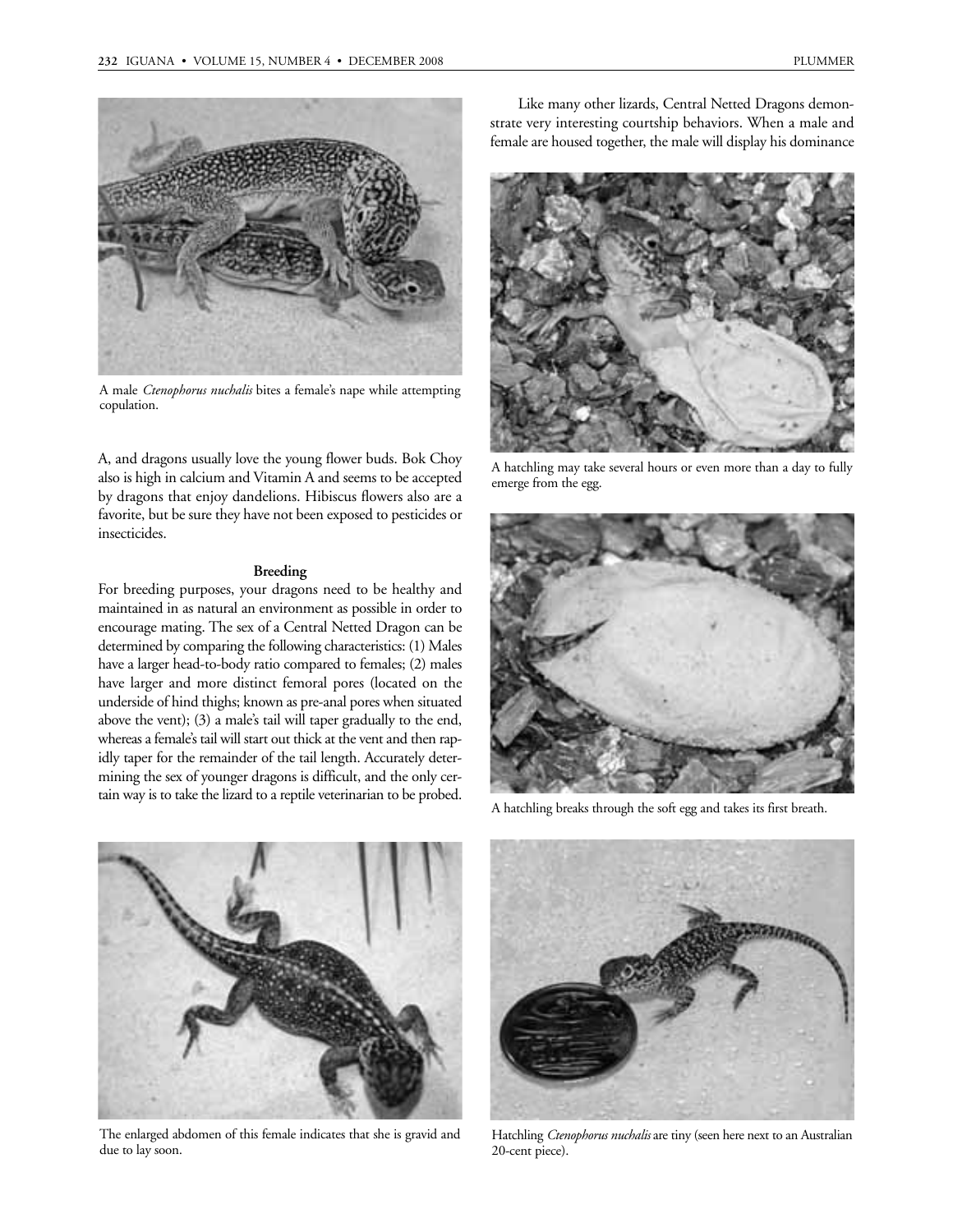A male *Ctenophorus nuchalis* bites a female's nape while attempting copulation.

A, and dragons usually love the young flower buds. Bok Choy also is high in calcium and Vitamin A and seems to be accepted by dragons that enjoy dandelions. Hibiscus flowers also are a favorite, but be sure they have not been exposed to pesticides or insecticides.

**Breeding**

For breeding purposes, your dragons need to be healthy and maintained in as natural an environment as possible in order to encourage mating. The sex of a Central Netted Dragon can be determined by comparing the following characteristics: (1) Males have a larger head-to-body ratio compared to females; (2) males have larger and more distinct femoral pores (located on the underside of hind thighs; known as pre-anal pores when situated above the vent); (3) a male's tail will taper gradually to the end, whereas a female's tail will start out thick at the vent and then rapidly taper for the remainder of the tail length. Accurately determining the sex of younger dragons is difficult, and the only certain way is to take the lizard to a reptile veterinarian to be probed.

The enlarged abdomen of this female indicates that she is gravid and due to lay soon.

Like many other lizards, Central Netted Dragons demonstrate very interesting courtship behaviors. When a male and female are housed together, the male will display his dominance

A hatchling may take several hours or even more than a day to fully emerge from the egg.

A hatchling breaks through the soft egg and takes its first breath.

Hatchling *Ctenophorus nuchalis* are tiny (seen here next to an Australian 20-cent piece).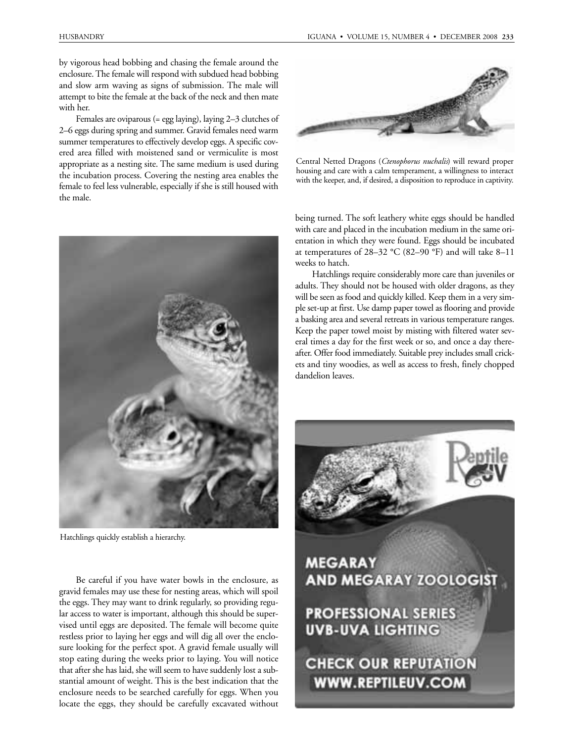by vigorous head bobbing and chasing the female around the enclosure. The female will respond with subdued head bobbing and slow arm waving as signs of submission. The male will attempt to bite the female at the back of the neck and then mate with her.

Females are oviparous (= egg laying), laying 2–3 clutches of 2–6 eggs during spring and summer. Gravid females need warm summer temperatures to effectively develop eggs. A specific covered area filled with moistened sand or vermiculite is most appropriate as a nesting site. The same medium is used during the incubation process. Covering the nesting area enables the female to feel less vulnerable, especially if she is still housed with the male.

Hatchlings quickly establish a hierarchy.

Be careful if you have water bowls in the enclosure, as gravid females may use these for nesting areas, which will spoil the eggs. They may want to drink regularly, so providing regular access to water is important, although this should be supervised until eggs are deposited. The female will become quite restless prior to laying her eggs and will dig all over the enclosure looking for the perfect spot. A gravid female usually will stop eating during the weeks prior to laying. You will notice that after she has laid, she will seem to have suddenly lost a substantial amount of weight. This is the best indication that the enclosure needs to be searched carefully for eggs. When you locate the eggs, they should be carefully excavated without being turned. The soft leathery white eggs should be handled with care and placed in the incubation medium in the same orientation in which they were found. Eggs should be incubated at temperatures of 28–32 °C (82–90 °F) and will take 8–11 weeks to hatch.

Central Netted Dragons (*Ctenophorus nuchalis*) will reward proper housing and care with a calm temperament, a willingness to interact with the keeper, and, if desired, a disposition to reproduce in captivity.

Hatchlings require considerably more care than juveniles or adults. They should not be housed with older dragons, as they will be seen as food and quickly killed. Keep them in a very simple set-up at first. Use damp paper towel as flooring and provide a basking area and several retreats in various temperature ranges. Keep the paper towel moist by misting with filtered water several times a day for the first week or so, and once a day thereafter. Offer food immediately. Suitable prey includes small crickets and tiny woodies, as well as access to fresh, finely chopped dandelion leaves.

Reptile UV

MEGARAY AND MEGARAY ZOOLOGIST

PROFESSIONAL SERIES UVB-UVA LIGHTING

CHECK OUR REPUTATION WWW.REPTILEUV.COM